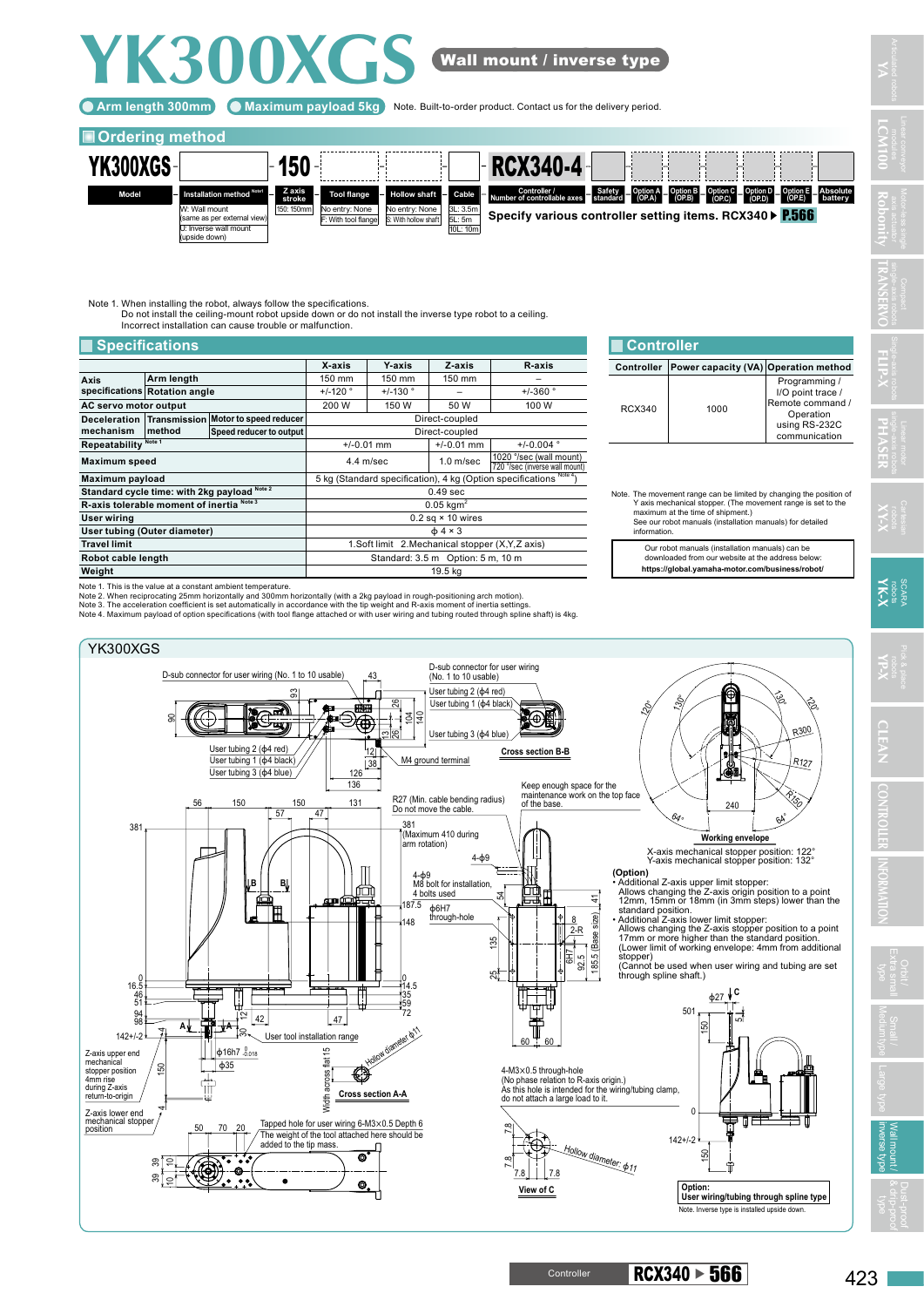# YK300XGS

**Wall mount / inverse type**

- Arm length 300mm
- Maximum payload 5kg

Note. Built-to-order product. Contact us for the delivery period.

## Ordering method

| YK300XGS | | 150 | | | | RCX340-4 | | | | | | | |
|---|---|---|---|---|---|---|---|---|---|---|---|---|---|
| Model | Installation method Note1 | Z axis stroke | Tool flange | Hollow shaft | Cable | Controller / Number of controllable axes | Safety standard | Option A (OP.A) | Option B (OP.B) | Option C (OP.C) | Option D (OP.D) | Option E (OP.E) | Absolute battery |
| | W: Wall mount (same as per external view) U: Inverse wall mount (upside down) | 150: 150mm | No entry: None F: With tool flange | No entry: None S: With hollow shaft | 3L: 3.5m 5L: 5m 10L: 10m | | | | | | | | |

Specify various controller setting items. RCX340 ▶ P.566

Note 1. When installing the robot, always follow the specifications.
Do not install the ceiling-mount robot upside down or do not install the inverse type robot to a ceiling.
Incorrect installation can cause trouble or malfunction.

## Specifications

| | | | X-axis | Y-axis | Z-axis | R-axis |
|---|---|---|---|---|---|---|
| Axis specifications | Arm length | | 150 mm | 150 mm | 150 mm | – |
| | Rotation angle | | +/-120 ° | +/-130 ° | – | +/-360 ° |
| AC servo motor output | | | 200 W | 150 W | 50 W | 100 W |
| Deceleration mechanism | Transmission method | Motor to speed reducer | Direct-coupled | | | |
| | | Speed reducer to output | Direct-coupled | | | |
| Repeatability Note 1 | | | +/-0.01 mm | | +/-0.01 mm | +/-0.004 ° |
| Maximum speed | | | 4.4 m/sec | | 1.0 m/sec | 1020 °/sec (wall mount) 720 °/sec (inverse wall mount) |
| Maximum payload | | | 5 kg (Standard specification), 4 kg (Option specifications Note 4) | | | |
| Standard cycle time: with 2kg payload Note 2 | | | 0.49 sec | | | |
| R-axis tolerable moment of inertia Note 3 | | | 0.05 kgm² | | | |
| User wiring | | | 0.2 sq × 10 wires | | | |
| User tubing (Outer diameter) | | | ϕ 4 × 3 | | | |
| Travel limit | | | 1.Soft limit 2.Mechanical stopper (X,Y,Z axis) | | | |
| Robot cable length | | | Standard: 3.5 m Option: 5 m, 10 m | | | |
| Weight | | | 19.5 kg | | | |

Note 1. This is the value at a constant ambient temperature.
Note 2. When reciprocating 25mm horizontally and 300mm horizontally (with a 2kg payload in rough-positioning arch motion).
Note 3. The acceleration coefficient is set automatically in accordance with the tip weight and R-axis moment of inertia settings.
Note 4. Maximum payload of option specifications (with tool flange attached or with user wiring and tubing routed through spline shaft) is 4kg.

## Controller

| Controller | Power capacity (VA) | Operation method |
|---|---|---|
| RCX340 | 1000 | Programming / I/O point trace / Remote command / Operation using RS-232C communication |

Note. The movement range can be limited by changing the position of Y axis mechanical stopper. (The movement range is set to the maximum at the time of shipment.)
See our robot manuals (installation manuals) for detailed information.

Our robot manuals (installation manuals) can be downloaded from our website at the address below:
https://global.yamaha-motor.com/business/robot/

## YK300XGS

D-sub connector for user wiring (No. 1 to 10 usable)
User tubing 2 (ϕ4 red)
User tubing 1 (ϕ4 black)
User tubing 3 (ϕ4 blue)
M4 ground terminal
Cross section B-B
R27 (Min. cable bending radius) Do not move the cable.
Keep enough space for the maintenance work on the top face of the base.
381 (Maximum 410 during arm rotation)
4-ϕ9 M8 bolt for installation, 4 bolts used
ϕ6H7 through-hole
User tool installation range
Hollow diameter ϕ11
Cross section A-A
Z-axis upper end mechanical stopper position 4mm rise during Z-axis return-to-origin
Z-axis lower end mechanical stopper position
Tapped hole for user wiring 6-M3×0.5 Depth 6
The weight of the tool attached here should be added to the tip mass.
4-M3×0.5 through-hole
(No phase relation to R-axis origin.)
As this hole is intended for the wiring/tubing clamp, do not attach a large load to it.
View of C
Hollow diameter ϕ11

Working envelope

X-axis mechanical stopper position: 122°
Y-axis mechanical stopper position: 132°

**(Option)**
- Additional Z-axis upper limit stopper:
  Allows changing the Z-axis origin position to a point 12mm, 15mm or 18mm (in 3mm steps) lower than the standard position.
- Additional Z-axis lower limit stopper:
  Allows changing the Z-axis stopper position to a point 17mm or more higher than the standard position.
  (Lower limit of working envelope: 4mm from additional stopper)
  (Cannot be used when user wiring and tubing are set through spline shaft.)

Option: User wiring/tubing through spline type
Note. Inverse type is installed upside down.

Controller RCX340 ▶ 566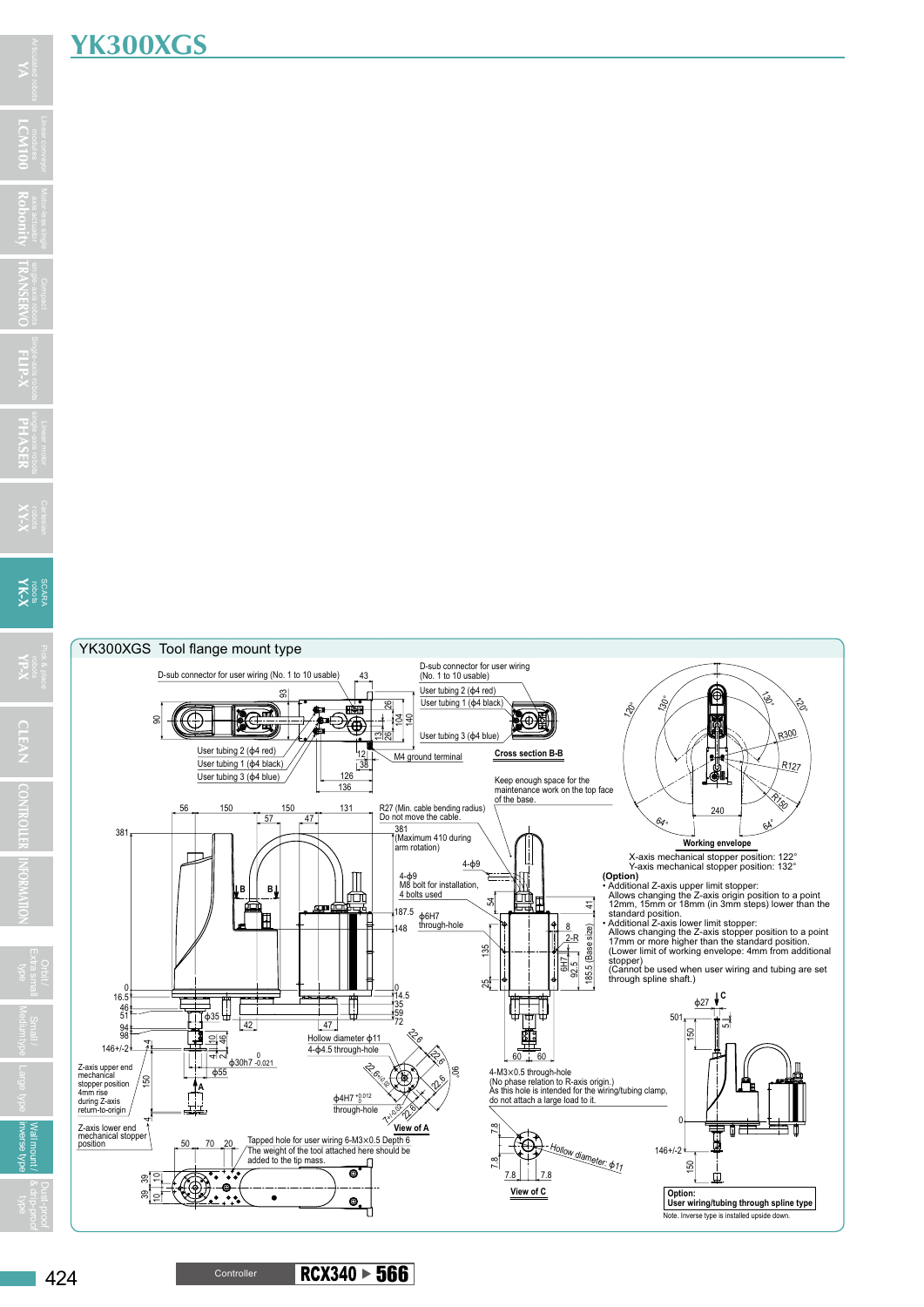# YK300XGS

## YK300XGS Tool flange mount type

D-sub connector for user wiring (No. 1 to 10 usable)

D-sub connector for user wiring (No. 1 to 10 usable)

User tubing 2 (ϕ4 red)

User tubing 1 (ϕ4 black)

User tubing 3 (ϕ4 blue)

M4 ground terminal

Cross section B-B

Keep enough space for the maintenance work on the top face of the base.

R27 (Min. cable bending radius) Do not move the cable.

381 (Maximum 410 during arm rotation)

4-ϕ9 M8 bolt for installation, 4 bolts used

ϕ6H7 through-hole

185.5 (Base size)

Hollow diameter ϕ11

4-ϕ4.5 through-hole

ϕ4H7 $^{+0.012}_{0}$ through-hole

View of A

ϕ30h7 $^{0}_{-0.021}$

Z-axis upper end mechanical stopper position 4mm rise during Z-axis return-to-origin

Z-axis lower end mechanical stopper position

Tapped hole for user wiring 6-M3×0.5 Depth 6. The weight of the tool attached here should be added to the tip mass.

4-M3×0.5 through-hole (No phase relation to R-axis origin.) As this hole is intended for the wiring/tubing clamp, do not attach a large load to it.

Hollow diameter: ϕ11

View of C

Working envelope

X-axis mechanical stopper position: 122°
Y-axis mechanical stopper position: 132°

**(Option)**

- Additional Z-axis upper limit stopper: Allows changing the Z-axis origin position to a point 12mm, 15mm or 18mm (in 3mm steps) lower than the standard position.
- Additional Z-axis lower limit stopper: Allows changing the Z-axis stopper position to a point 17mm or more higher than the standard position. (Lower limit of working envelope: 4mm from additional stopper) (Cannot be used when user wiring and tubing are set through spline shaft.)

**Option: User wiring/tubing through spline type**

Note. Inverse type is installed upside down.

Controller RCX340 ▶ 566